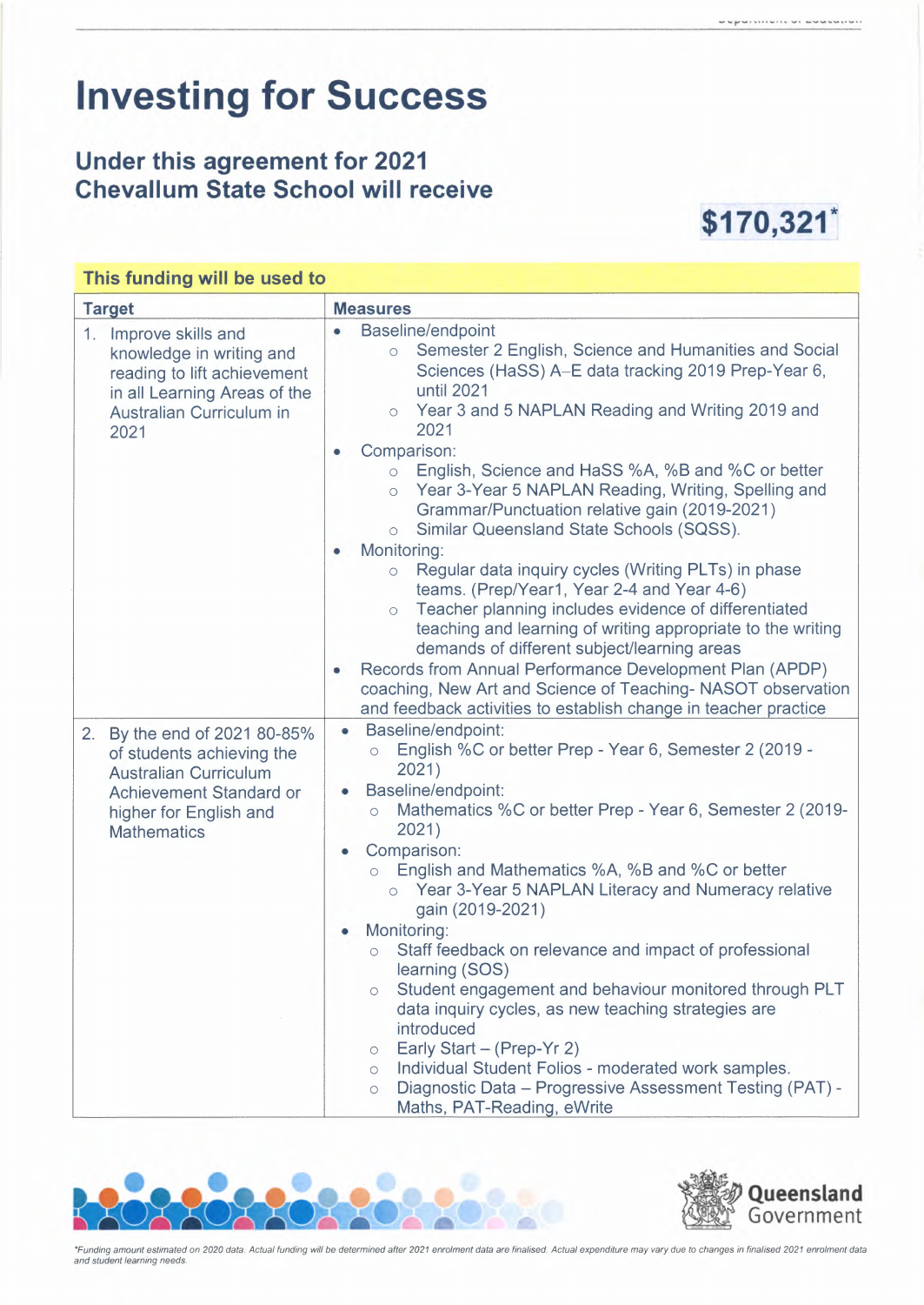᠎# Investing for Success

## Under this agreement for 2021 Chevallum State School will receive

**$170,321***

**This funding will be used to**

| Target | Measures |
|---|---|
| 1. Improve skills and knowledge in writing and reading to lift achievement in all Learning Areas of the Australian Curriculum in 2021 | • Baseline/endpoint<br>  ○ Semester 2 English, Science and Humanities and Social Sciences (HaSS) A–E data tracking 2019 Prep-Year 6, until 2021<br>  ○ Year 3 and 5 NAPLAN Reading and Writing 2019 and 2021<br>• Comparison:<br>  ○ English, Science and HaSS %A, %B and %C or better<br>  ○ Year 3-Year 5 NAPLAN Reading, Writing, Spelling and Grammar/Punctuation relative gain (2019-2021)<br>  ○ Similar Queensland State Schools (SQSS).<br>• Monitoring:<br>  ○ Regular data inquiry cycles (Writing PLTs) in phase teams. (Prep/Year1, Year 2-4 and Year 4-6)<br>  ○ Teacher planning includes evidence of differentiated teaching and learning of writing appropriate to the writing demands of different subject/learning areas<br>• Records from Annual Performance Development Plan (APDP) coaching, New Art and Science of Teaching- NASOT observation and feedback activities to establish change in teacher practice |
| 2. By the end of 2021 80-85% of students achieving the Australian Curriculum Achievement Standard or higher for English and Mathematics | • Baseline/endpoint:<br>  ○ English %C or better Prep - Year 6, Semester 2 (2019 - 2021)<br>• Baseline/endpoint:<br>  ○ Mathematics %C or better Prep - Year 6, Semester 2 (2019-2021)<br>• Comparison:<br>  ○ English and Mathematics %A, %B and %C or better<br>  ○ Year 3-Year 5 NAPLAN Literacy and Numeracy relative gain (2019-2021)<br>• Monitoring:<br>  ○ Staff feedback on relevance and impact of professional learning (SOS)<br>  ○ Student engagement and behaviour monitored through PLT data inquiry cycles, as new teaching strategies are introduced<br>  ○ Early Start – (Prep-Yr 2)<br>  ○ Individual Student Folios - moderated work samples.<br>  ○ Diagnostic Data – Progressive Assessment Testing (PAT) - Maths, PAT-Reading, eWrite |

*Funding amount estimated on 2020 data. Actual funding will be determined after 2021 enrolment data are finalised. Actual expenditure may vary due to changes in finalised 2021 enrolment data and student learning needs.*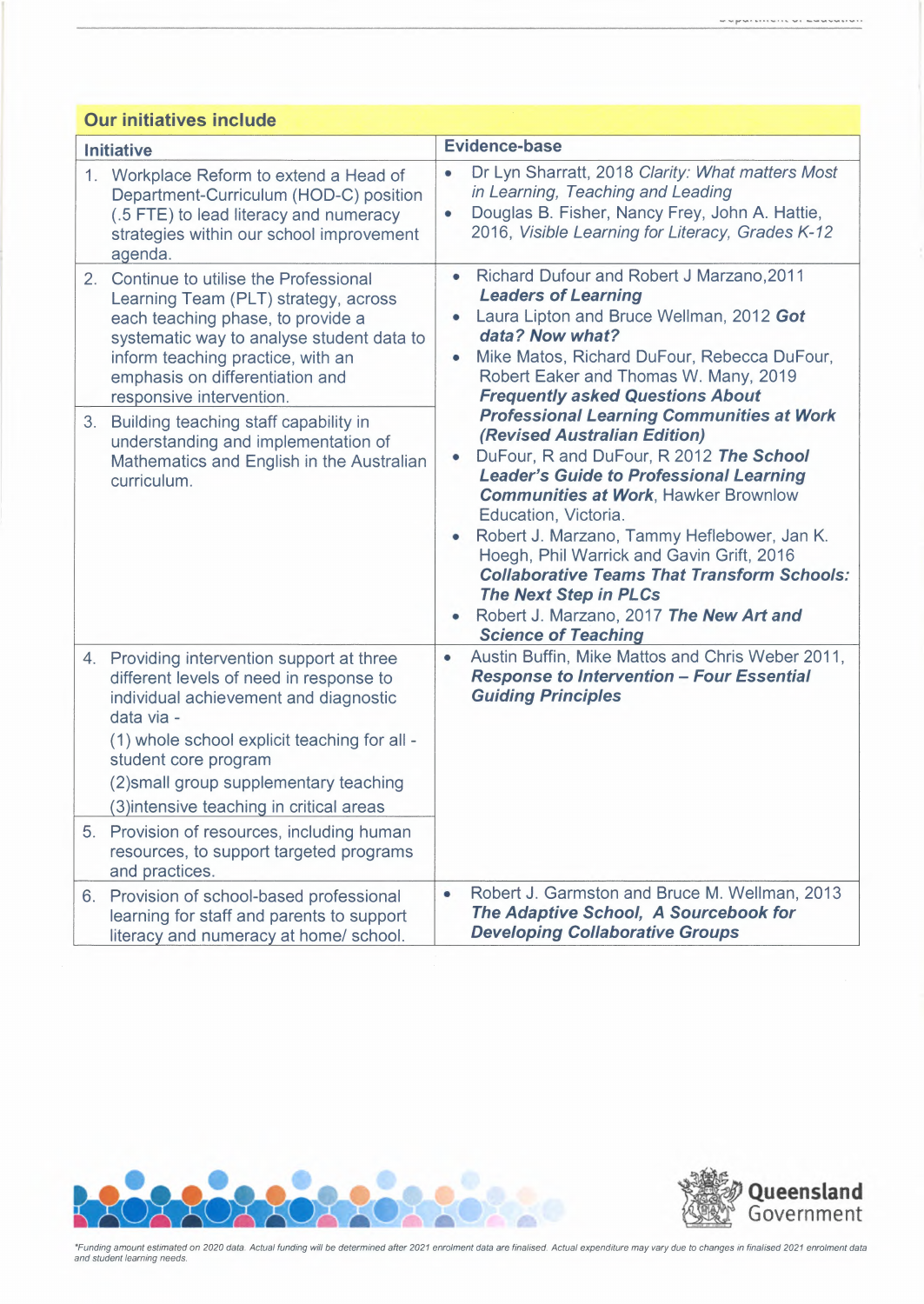## Our initiatives include

| Initiative | Evidence-base |
|---|---|
| 1. Workplace Reform to extend a Head of Department-Curriculum (HOD-C) position (.5 FTE) to lead literacy and numeracy strategies within our school improvement agenda. | • Dr Lyn Sharratt, 2018 *Clarity: What matters Most in Learning, Teaching and Leading*<br>• Douglas B. Fisher, Nancy Frey, John A. Hattie, 2016, *Visible Learning for Literacy, Grades K-12* |
| 2. Continue to utilise the Professional Learning Team (PLT) strategy, across each teaching phase, to provide a systematic way to analyse student data to inform teaching practice, with an emphasis on differentiation and responsive intervention.<br>3. Building teaching staff capability in understanding and implementation of Mathematics and English in the Australian curriculum. | • Richard Dufour and Robert J Marzano,2011 ***Leaders of Learning***<br>• Laura Lipton and Bruce Wellman, 2012 ***Got data? Now what?***<br>• Mike Matos, Richard DuFour, Rebecca DuFour, Robert Eaker and Thomas W. Many, 2019 ***Frequently asked Questions About Professional Learning Communities at Work (Revised Australian Edition)***<br>• DuFour, R and DuFour, R 2012 ***The School Leader's Guide to Professional Learning Communities at Work***, Hawker Brownlow Education, Victoria.<br>• Robert J. Marzano, Tammy Heflebower, Jan K. Hoegh, Phil Warrick and Gavin Grift, 2016 ***Collaborative Teams That Transform Schools: The Next Step in PLCs***<br>• Robert J. Marzano, 2017 ***The New Art and Science of Teaching*** |
| 4. Providing intervention support at three different levels of need in response to individual achievement and diagnostic data via -<br>(1) whole school explicit teaching for all - student core program<br>(2)small group supplementary teaching<br>(3)intensive teaching in critical areas<br>5. Provision of resources, including human resources, to support targeted programs and practices. | • Austin Buffin, Mike Mattos and Chris Weber 2011, ***Response to Intervention – Four Essential Guiding Principles*** |
| 6. Provision of school-based professional learning for staff and parents to support literacy and numeracy at home/ school. | • Robert J. Garmston and Bruce M. Wellman, 2013 ***The Adaptive School, A Sourcebook for Developing Collaborative Groups*** |

*Funding amount estimated on 2020 data. Actual funding will be determined after 2021 enrolment data are finalised. Actual expenditure may vary due to changes in finalised 2021 enrolment data and student learning needs.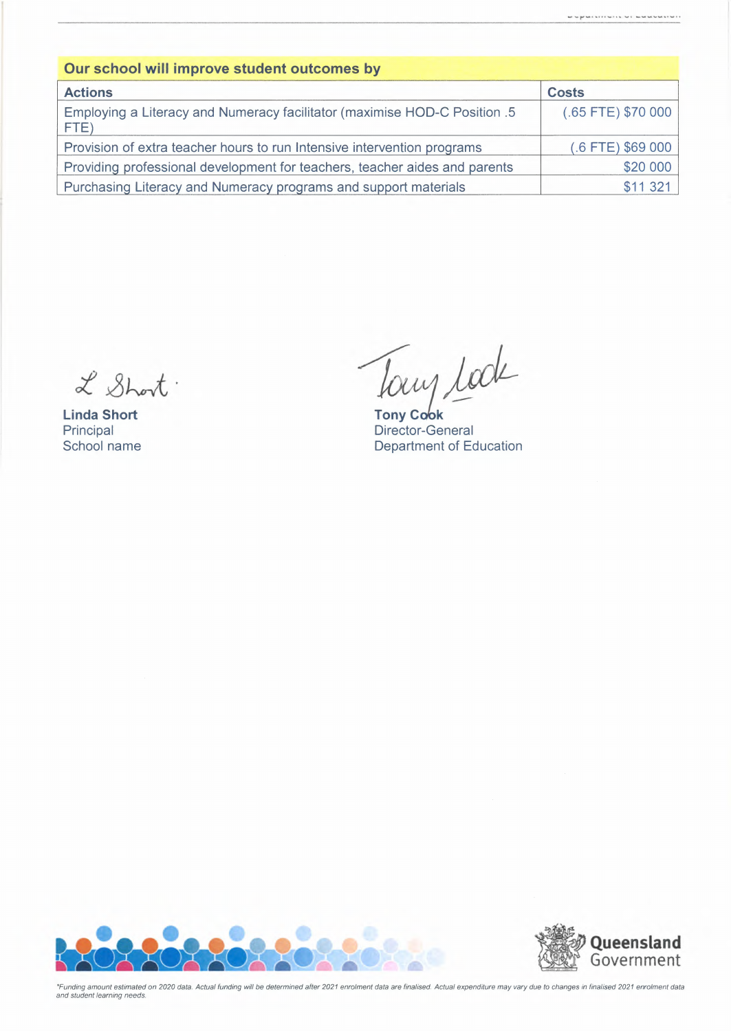## Our school will improve student outcomes by

| Actions | Costs |
|---|---|
| Employing a Literacy and Numeracy facilitator (maximise HOD-C Position .5 FTE) | (.65 FTE) $70 000 |
| Provision of extra teacher hours to run Intensive intervention programs | (.6 FTE) $69 000 |
| Providing professional development for teachers, teacher aides and parents | $20 000 |
| Purchasing Literacy and Numeracy programs and support materials | $11 321 |

L Short

**Linda Short**
Principal
School name

Tony Cook

**Tony Cook**
Director-General
Department of Education

Queensland Government

*Funding amount estimated on 2020 data. Actual funding will be determined after 2021 enrolment data are finalised. Actual expenditure may vary due to changes in finalised 2021 enrolment data and student learning needs.*